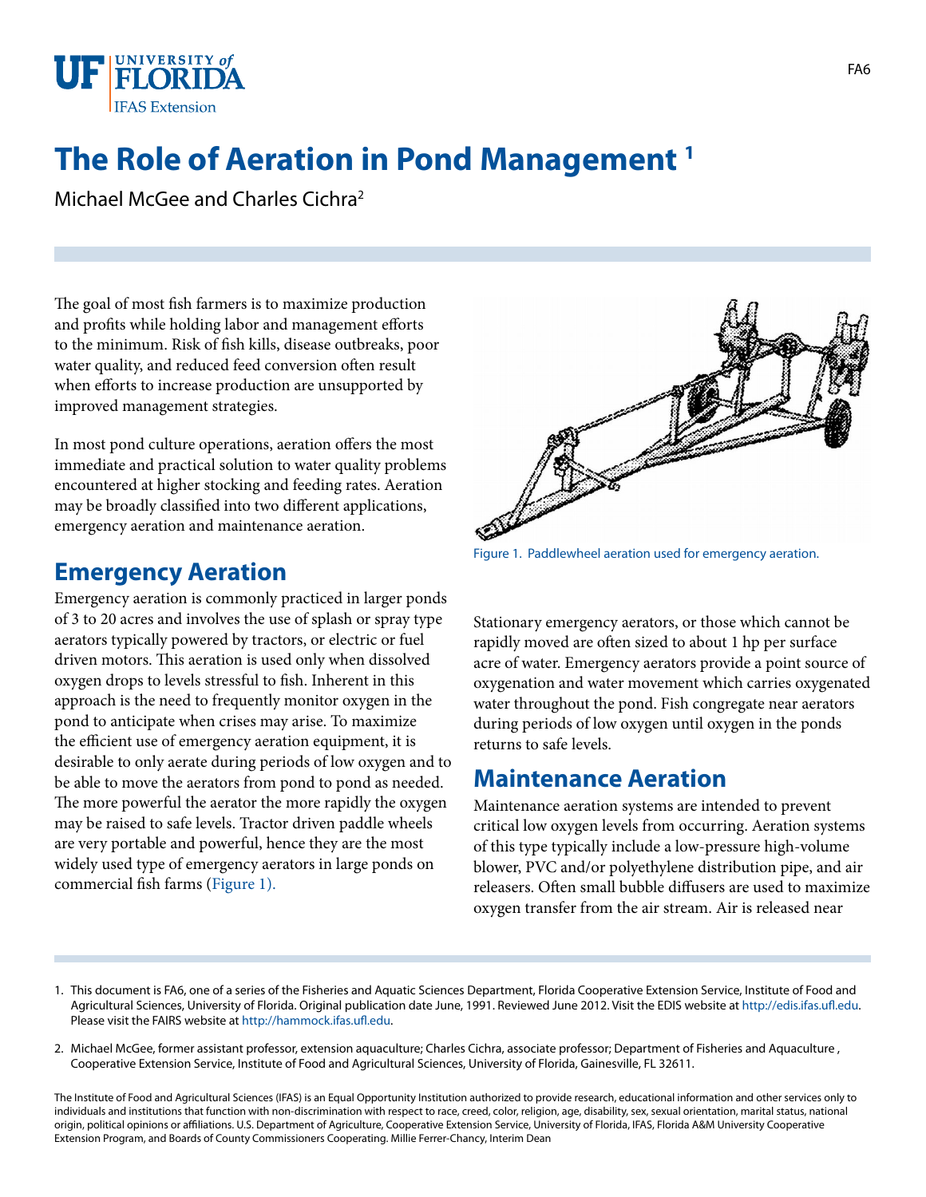# The Role of Aeration in Pond Management [1]

Michael McGee and Charles Cichra[2]

The goal of most fish farmers is to maximize production and profits while holding labor and management efforts to the minimum. Risk of fish kills, disease outbreaks, poor water quality, and reduced feed conversion often result when efforts to increase production are unsupported by improved management strategies.

In most pond culture operations, aeration offers the most immediate and practical solution to water quality problems encountered at higher stocking and feeding rates. Aeration may be broadly classified into two different applications, emergency aeration and maintenance aeration.

## Emergency Aeration

Emergency aeration is commonly practiced in larger ponds of 3 to 20 acres and involves the use of splash or spray type aerators typically powered by tractors, or electric or fuel driven motors. This aeration is used only when dissolved oxygen drops to levels stressful to fish. Inherent in this approach is the need to frequently monitor oxygen in the pond to anticipate when crises may arise. To maximize the efficient use of emergency aeration equipment, it is desirable to only aerate during periods of low oxygen and to be able to move the aerators from pond to pond as needed. The more powerful the aerator the more rapidly the oxygen may be raised to safe levels. Tractor driven paddle wheels are very portable and powerful, hence they are the most widely used type of emergency aerators in large ponds on commercial fish farms (Figure 1).

Figure 1. Paddlewheel aeration used for emergency aeration.

Stationary emergency aerators, or those which cannot be rapidly moved are often sized to about 1 hp per surface acre of water. Emergency aerators provide a point source of oxygenation and water movement which carries oxygenated water throughout the pond. Fish congregate near aerators during periods of low oxygen until oxygen in the ponds returns to safe levels.

## Maintenance Aeration

Maintenance aeration systems are intended to prevent critical low oxygen levels from occurring. Aeration systems of this type typically include a low-pressure high-volume blower, PVC and/or polyethylene distribution pipe, and air releasers. Often small bubble diffusers are used to maximize oxygen transfer from the air stream. Air is released near

1. This document is FA6, one of a series of the Fisheries and Aquatic Sciences Department, Florida Cooperative Extension Service, Institute of Food and Agricultural Sciences, University of Florida. Original publication date June, 1991. Reviewed June 2012. Visit the EDIS website at http://edis.ifas.ufl.edu. Please visit the FAIRS website at http://hammock.ifas.ufl.edu.

2. Michael McGee, former assistant professor, extension aquaculture; Charles Cichra, associate professor; Department of Fisheries and Aquaculture , Cooperative Extension Service, Institute of Food and Agricultural Sciences, University of Florida, Gainesville, FL 32611.

The Institute of Food and Agricultural Sciences (IFAS) is an Equal Opportunity Institution authorized to provide research, educational information and other services only to individuals and institutions that function with non-discrimination with respect to race, creed, color, religion, age, disability, sex, sexual orientation, marital status, national origin, political opinions or affiliations. U.S. Department of Agriculture, Cooperative Extension Service, University of Florida, IFAS, Florida A&M University Cooperative Extension Program, and Boards of County Commissioners Cooperating. Millie Ferrer-Chancy, Interim Dean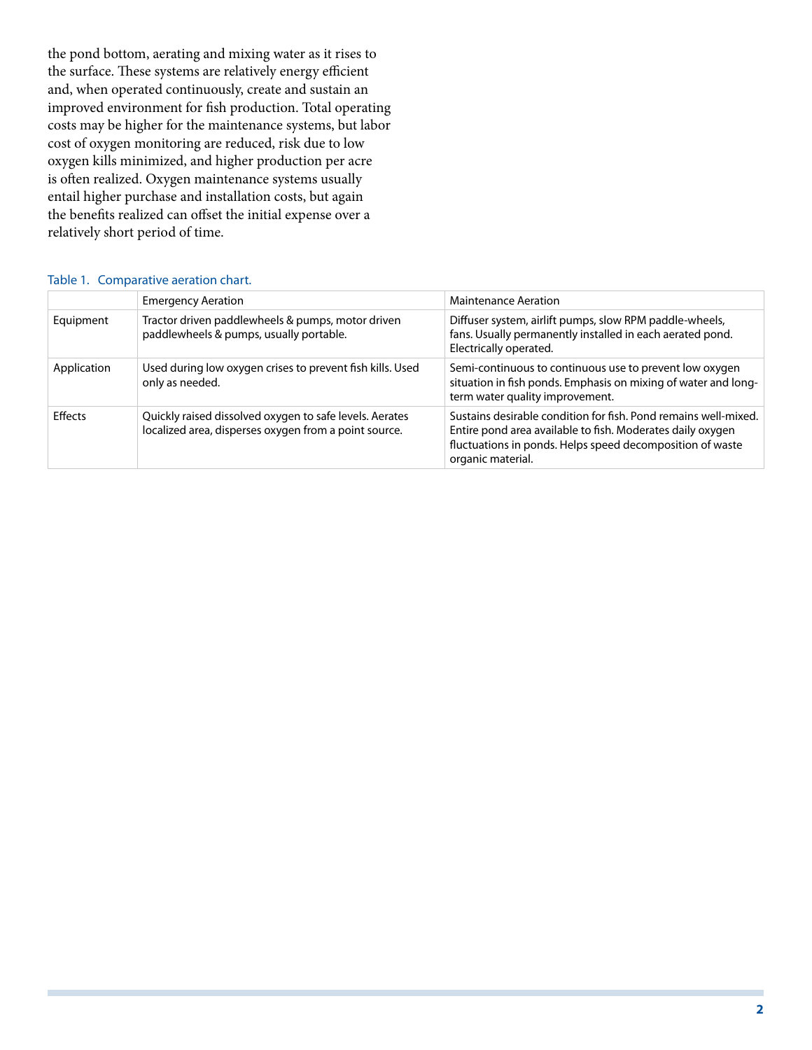the pond bottom, aerating and mixing water as it rises to the surface. These systems are relatively energy efficient and, when operated continuously, create and sustain an improved environment for fish production. Total operating costs may be higher for the maintenance systems, but labor cost of oxygen monitoring are reduced, risk due to low oxygen kills minimized, and higher production per acre is often realized. Oxygen maintenance systems usually entail higher purchase and installation costs, but again the benefits realized can offset the initial expense over a relatively short period of time.

Table 1. Comparative aeration chart.

| | Emergency Aeration | Maintenance Aeration |
| --- | --- | --- |
| Equipment | Tractor driven paddlewheels & pumps, motor driven paddlewheels & pumps, usually portable. | Diffuser system, airlift pumps, slow RPM paddle-wheels, fans. Usually permanently installed in each aerated pond. Electrically operated. |
| Application | Used during low oxygen crises to prevent fish kills. Used only as needed. | Semi-continuous to continuous use to prevent low oxygen situation in fish ponds. Emphasis on mixing of water and long-term water quality improvement. |
| Effects | Quickly raised dissolved oxygen to safe levels. Aerates localized area, disperses oxygen from a point source. | Sustains desirable condition for fish. Pond remains well-mixed. Entire pond area available to fish. Moderates daily oxygen fluctuations in ponds. Helps speed decomposition of waste organic material. |